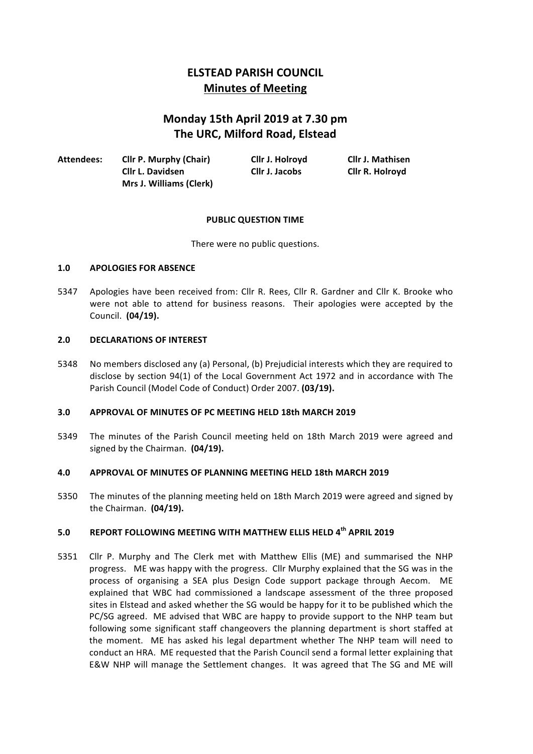# ELSTEAD PARISH COUNCIL

## Minutes of Meeting

## Monday 15th April 2019 at 7.30 pm
## The URC, Milford Road, Elstead

| Attendees: | | | |
|---|---|---|---|
| | **Cllr P. Murphy (Chair)** | **Cllr J. Holroyd** | **Cllr J. Mathisen** |
| | **Cllr L. Davidsen** | **Cllr J. Jacobs** | **Cllr R. Holroyd** |
| | **Mrs J. Williams (Clerk)** | | |

**PUBLIC QUESTION TIME**

There were no public questions.

**1.0 APOLOGIES FOR ABSENCE**

5347 Apologies have been received from: Cllr R. Rees, Cllr R. Gardner and Cllr K. Brooke who were not able to attend for business reasons. Their apologies were accepted by the Council. **(04/19).**

**2.0 DECLARATIONS OF INTEREST**

5348 No members disclosed any (a) Personal, (b) Prejudicial interests which they are required to disclose by section 94(1) of the Local Government Act 1972 and in accordance with The Parish Council (Model Code of Conduct) Order 2007. **(03/19).**

**3.0 APPROVAL OF MINUTES OF PC MEETING HELD 18th MARCH 2019**

5349 The minutes of the Parish Council meeting held on 18th March 2019 were agreed and signed by the Chairman. **(04/19).**

**4.0 APPROVAL OF MINUTES OF PLANNING MEETING HELD 18th MARCH 2019**

5350 The minutes of the planning meeting held on 18th March 2019 were agreed and signed by the Chairman. **(04/19).**

**5.0 REPORT FOLLOWING MEETING WITH MATTHEW ELLIS HELD 4th APRIL 2019**

5351 Cllr P. Murphy and The Clerk met with Matthew Ellis (ME) and summarised the NHP progress. ME was happy with the progress. Cllr Murphy explained that the SG was in the process of organising a SEA plus Design Code support package through Aecom. ME explained that WBC had commissioned a landscape assessment of the three proposed sites in Elstead and asked whether the SG would be happy for it to be published which the PC/SG agreed. ME advised that WBC are happy to provide support to the NHP team but following some significant staff changeovers the planning department is short staffed at the moment. ME has asked his legal department whether The NHP team will need to conduct an HRA. ME requested that the Parish Council send a formal letter explaining that E&W NHP will manage the Settlement changes. It was agreed that The SG and ME will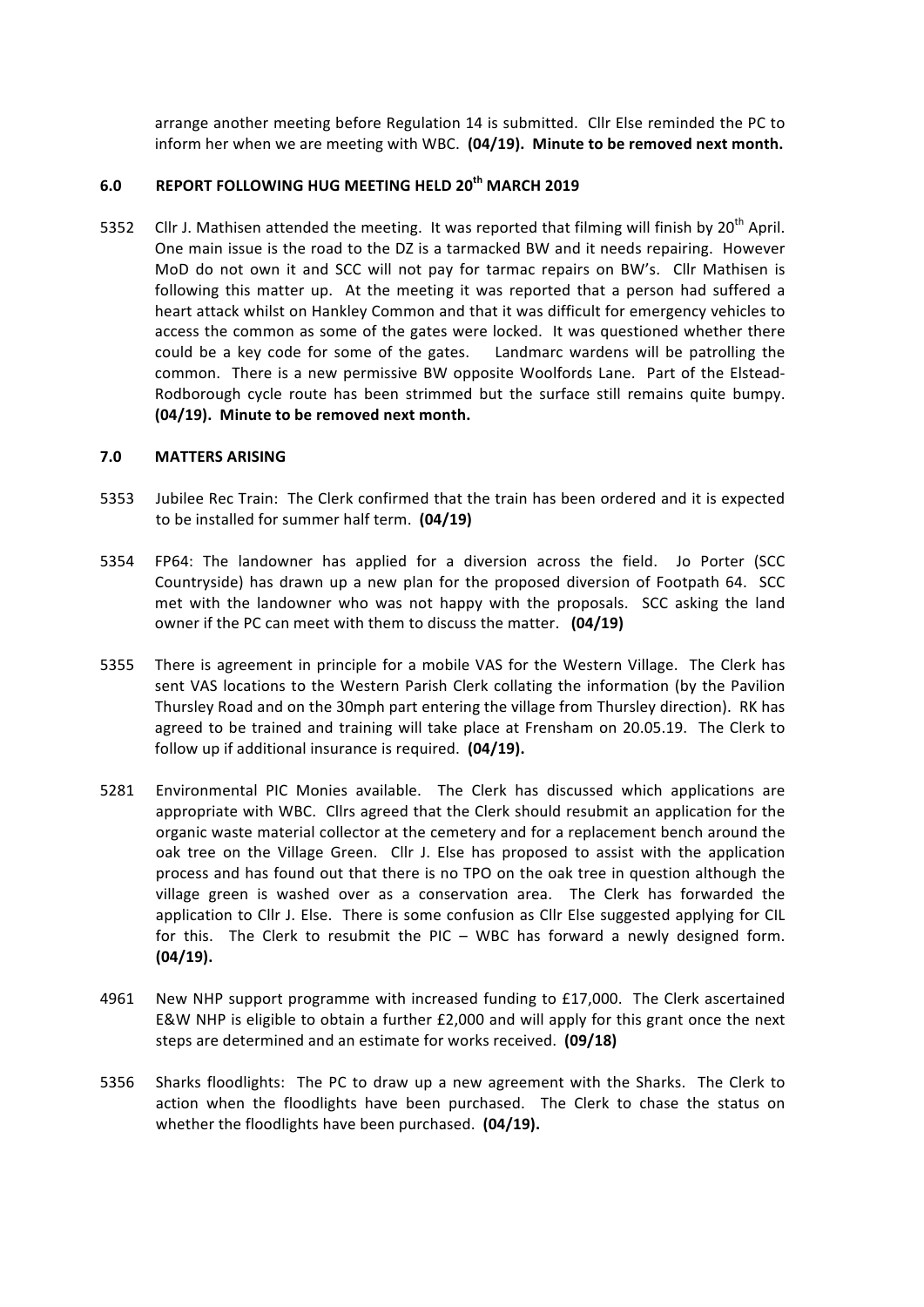arrange another meeting before Regulation 14 is submitted. Cllr Else reminded the PC to inform her when we are meeting with WBC. **(04/19). Minute to be removed next month.**

## 6.0 REPORT FOLLOWING HUG MEETING HELD 20th MARCH 2019

5352 Cllr J. Mathisen attended the meeting. It was reported that filming will finish by 20th April. One main issue is the road to the DZ is a tarmacked BW and it needs repairing. However MoD do not own it and SCC will not pay for tarmac repairs on BW's. Cllr Mathisen is following this matter up. At the meeting it was reported that a person had suffered a heart attack whilst on Hankley Common and that it was difficult for emergency vehicles to access the common as some of the gates were locked. It was questioned whether there could be a key code for some of the gates. Landmarc wardens will be patrolling the common. There is a new permissive BW opposite Woolfords Lane. Part of the Elstead-Rodborough cycle route has been strimmed but the surface still remains quite bumpy. **(04/19). Minute to be removed next month.**

## 7.0 MATTERS ARISING

5353 Jubilee Rec Train: The Clerk confirmed that the train has been ordered and it is expected to be installed for summer half term. **(04/19)**

5354 FP64: The landowner has applied for a diversion across the field. Jo Porter (SCC Countryside) has drawn up a new plan for the proposed diversion of Footpath 64. SCC met with the landowner who was not happy with the proposals. SCC asking the land owner if the PC can meet with them to discuss the matter. **(04/19)**

5355 There is agreement in principle for a mobile VAS for the Western Village. The Clerk has sent VAS locations to the Western Parish Clerk collating the information (by the Pavilion Thursley Road and on the 30mph part entering the village from Thursley direction). RK has agreed to be trained and training will take place at Frensham on 20.05.19. The Clerk to follow up if additional insurance is required. **(04/19).**

5281 Environmental PIC Monies available. The Clerk has discussed which applications are appropriate with WBC. Cllrs agreed that the Clerk should resubmit an application for the organic waste material collector at the cemetery and for a replacement bench around the oak tree on the Village Green. Cllr J. Else has proposed to assist with the application process and has found out that there is no TPO on the oak tree in question although the village green is washed over as a conservation area. The Clerk has forwarded the application to Cllr J. Else. There is some confusion as Cllr Else suggested applying for CIL for this. The Clerk to resubmit the PIC – WBC has forward a newly designed form. **(04/19).**

4961 New NHP support programme with increased funding to £17,000. The Clerk ascertained E&W NHP is eligible to obtain a further £2,000 and will apply for this grant once the next steps are determined and an estimate for works received. **(09/18)**

5356 Sharks floodlights: The PC to draw up a new agreement with the Sharks. The Clerk to action when the floodlights have been purchased. The Clerk to chase the status on whether the floodlights have been purchased. **(04/19).**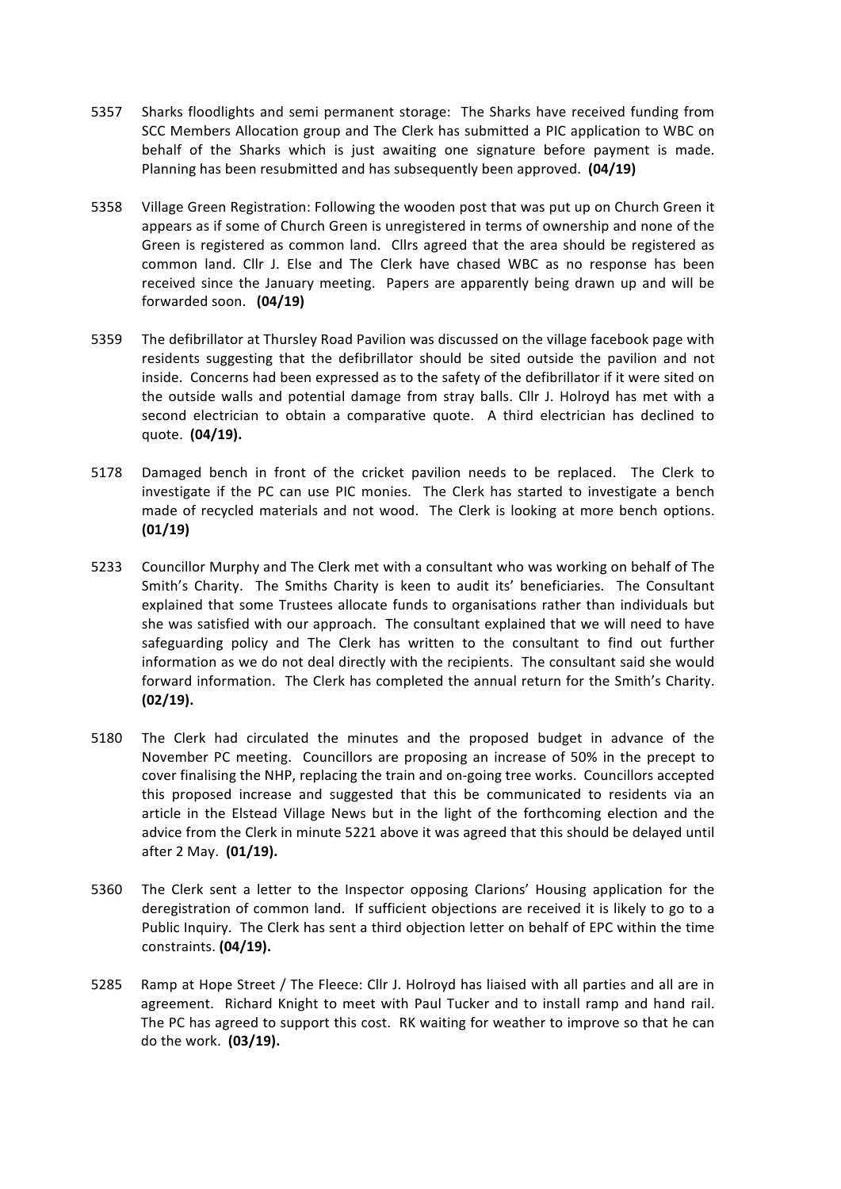5357 Sharks floodlights and semi permanent storage: The Sharks have received funding from SCC Members Allocation group and The Clerk has submitted a PIC application to WBC on behalf of the Sharks which is just awaiting one signature before payment is made. Planning has been resubmitted and has subsequently been approved. **(04/19)**

5358 Village Green Registration: Following the wooden post that was put up on Church Green it appears as if some of Church Green is unregistered in terms of ownership and none of the Green is registered as common land. Cllrs agreed that the area should be registered as common land. Cllr J. Else and The Clerk have chased WBC as no response has been received since the January meeting. Papers are apparently being drawn up and will be forwarded soon. **(04/19)**

5359 The defibrillator at Thursley Road Pavilion was discussed on the village facebook page with residents suggesting that the defibrillator should be sited outside the pavilion and not inside. Concerns had been expressed as to the safety of the defibrillator if it were sited on the outside walls and potential damage from stray balls. Cllr J. Holroyd has met with a second electrician to obtain a comparative quote. A third electrician has declined to quote. **(04/19).**

5178 Damaged bench in front of the cricket pavilion needs to be replaced. The Clerk to investigate if the PC can use PIC monies. The Clerk has started to investigate a bench made of recycled materials and not wood. The Clerk is looking at more bench options. **(01/19)**

5233 Councillor Murphy and The Clerk met with a consultant who was working on behalf of The Smith's Charity. The Smiths Charity is keen to audit its' beneficiaries. The Consultant explained that some Trustees allocate funds to organisations rather than individuals but she was satisfied with our approach. The consultant explained that we will need to have safeguarding policy and The Clerk has written to the consultant to find out further information as we do not deal directly with the recipients. The consultant said she would forward information. The Clerk has completed the annual return for the Smith's Charity. **(02/19).**

5180 The Clerk had circulated the minutes and the proposed budget in advance of the November PC meeting. Councillors are proposing an increase of 50% in the precept to cover finalising the NHP, replacing the train and on-going tree works. Councillors accepted this proposed increase and suggested that this be communicated to residents via an article in the Elstead Village News but in the light of the forthcoming election and the advice from the Clerk in minute 5221 above it was agreed that this should be delayed until after 2 May. **(01/19).**

5360 The Clerk sent a letter to the Inspector opposing Clarions' Housing application for the deregistration of common land. If sufficient objections are received it is likely to go to a Public Inquiry. The Clerk has sent a third objection letter on behalf of EPC within the time constraints. **(04/19).**

5285 Ramp at Hope Street / The Fleece: Cllr J. Holroyd has liaised with all parties and all are in agreement. Richard Knight to meet with Paul Tucker and to install ramp and hand rail. The PC has agreed to support this cost. RK waiting for weather to improve so that he can do the work. **(03/19).**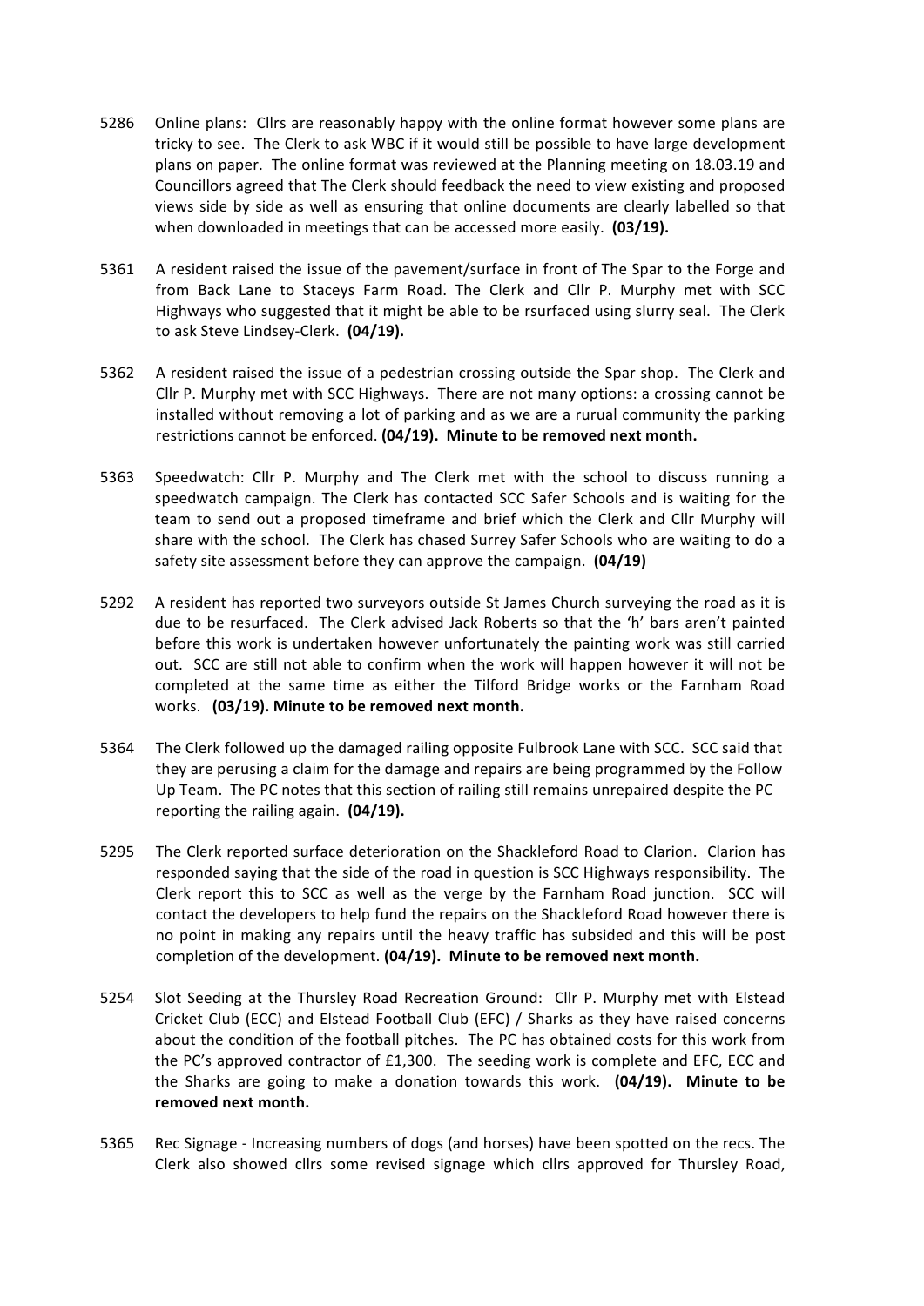5286 Online plans: Cllrs are reasonably happy with the online format however some plans are tricky to see. The Clerk to ask WBC if it would still be possible to have large development plans on paper. The online format was reviewed at the Planning meeting on 18.03.19 and Councillors agreed that The Clerk should feedback the need to view existing and proposed views side by side as well as ensuring that online documents are clearly labelled so that when downloaded in meetings that can be accessed more easily. **(03/19).**

5361 A resident raised the issue of the pavement/surface in front of The Spar to the Forge and from Back Lane to Staceys Farm Road. The Clerk and Cllr P. Murphy met with SCC Highways who suggested that it might be able to be rsurfaced using slurry seal. The Clerk to ask Steve Lindsey-Clerk. **(04/19).**

5362 A resident raised the issue of a pedestrian crossing outside the Spar shop. The Clerk and Cllr P. Murphy met with SCC Highways. There are not many options: a crossing cannot be installed without removing a lot of parking and as we are a rurual community the parking restrictions cannot be enforced. **(04/19). Minute to be removed next month.**

5363 Speedwatch: Cllr P. Murphy and The Clerk met with the school to discuss running a speedwatch campaign. The Clerk has contacted SCC Safer Schools and is waiting for the team to send out a proposed timeframe and brief which the Clerk and Cllr Murphy will share with the school. The Clerk has chased Surrey Safer Schools who are waiting to do a safety site assessment before they can approve the campaign. **(04/19)**

5292 A resident has reported two surveyors outside St James Church surveying the road as it is due to be resurfaced. The Clerk advised Jack Roberts so that the 'h' bars aren't painted before this work is undertaken however unfortunately the painting work was still carried out. SCC are still not able to confirm when the work will happen however it will not be completed at the same time as either the Tilford Bridge works or the Farnham Road works. **(03/19). Minute to be removed next month.**

5364 The Clerk followed up the damaged railing opposite Fulbrook Lane with SCC. SCC said that they are perusing a claim for the damage and repairs are being programmed by the Follow Up Team. The PC notes that this section of railing still remains unrepaired despite the PC reporting the railing again. **(04/19).**

5295 The Clerk reported surface deterioration on the Shackleford Road to Clarion. Clarion has responded saying that the side of the road in question is SCC Highways responsibility. The Clerk report this to SCC as well as the verge by the Farnham Road junction. SCC will contact the developers to help fund the repairs on the Shackleford Road however there is no point in making any repairs until the heavy traffic has subsided and this will be post completion of the development. **(04/19). Minute to be removed next month.**

5254 Slot Seeding at the Thursley Road Recreation Ground: Cllr P. Murphy met with Elstead Cricket Club (ECC) and Elstead Football Club (EFC) / Sharks as they have raised concerns about the condition of the football pitches. The PC has obtained costs for this work from the PC's approved contractor of £1,300. The seeding work is complete and EFC, ECC and the Sharks are going to make a donation towards this work. **(04/19). Minute to be removed next month.**

5365 Rec Signage - Increasing numbers of dogs (and horses) have been spotted on the recs. The Clerk also showed cllrs some revised signage which cllrs approved for Thursley Road,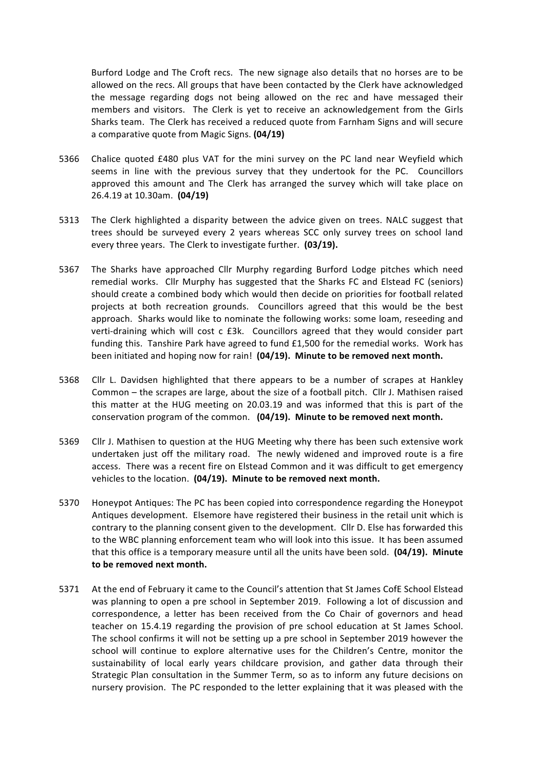Burford Lodge and The Croft recs. The new signage also details that no horses are to be allowed on the recs. All groups that have been contacted by the Clerk have acknowledged the message regarding dogs not being allowed on the rec and have messaged their members and visitors. The Clerk is yet to receive an acknowledgement from the Girls Sharks team. The Clerk has received a reduced quote from Farnham Signs and will secure a comparative quote from Magic Signs. **(04/19)**

5366 Chalice quoted £480 plus VAT for the mini survey on the PC land near Weyfield which seems in line with the previous survey that they undertook for the PC. Councillors approved this amount and The Clerk has arranged the survey which will take place on 26.4.19 at 10.30am. **(04/19)**

5313 The Clerk highlighted a disparity between the advice given on trees. NALC suggest that trees should be surveyed every 2 years whereas SCC only survey trees on school land every three years. The Clerk to investigate further. **(03/19).**

5367 The Sharks have approached Cllr Murphy regarding Burford Lodge pitches which need remedial works. Cllr Murphy has suggested that the Sharks FC and Elstead FC (seniors) should create a combined body which would then decide on priorities for football related projects at both recreation grounds. Councillors agreed that this would be the best approach. Sharks would like to nominate the following works: some loam, reseeding and verti-draining which will cost c £3k. Councillors agreed that they would consider part funding this. Tanshire Park have agreed to fund £1,500 for the remedial works. Work has been initiated and hoping now for rain! **(04/19). Minute to be removed next month.**

5368 Cllr L. Davidsen highlighted that there appears to be a number of scrapes at Hankley Common – the scrapes are large, about the size of a football pitch. Cllr J. Mathisen raised this matter at the HUG meeting on 20.03.19 and was informed that this is part of the conservation program of the common. **(04/19). Minute to be removed next month.**

5369 Cllr J. Mathisen to question at the HUG Meeting why there has been such extensive work undertaken just off the military road. The newly widened and improved route is a fire access. There was a recent fire on Elstead Common and it was difficult to get emergency vehicles to the location. **(04/19). Minute to be removed next month.**

5370 Honeypot Antiques: The PC has been copied into correspondence regarding the Honeypot Antiques development. Elsemore have registered their business in the retail unit which is contrary to the planning consent given to the development. Cllr D. Else has forwarded this to the WBC planning enforcement team who will look into this issue. It has been assumed that this office is a temporary measure until all the units have been sold. **(04/19). Minute to be removed next month.**

5371 At the end of February it came to the Council's attention that St James CofE School Elstead was planning to open a pre school in September 2019. Following a lot of discussion and correspondence, a letter has been received from the Co Chair of governors and head teacher on 15.4.19 regarding the provision of pre school education at St James School. The school confirms it will not be setting up a pre school in September 2019 however the school will continue to explore alternative uses for the Children's Centre, monitor the sustainability of local early years childcare provision, and gather data through their Strategic Plan consultation in the Summer Term, so as to inform any future decisions on nursery provision. The PC responded to the letter explaining that it was pleased with the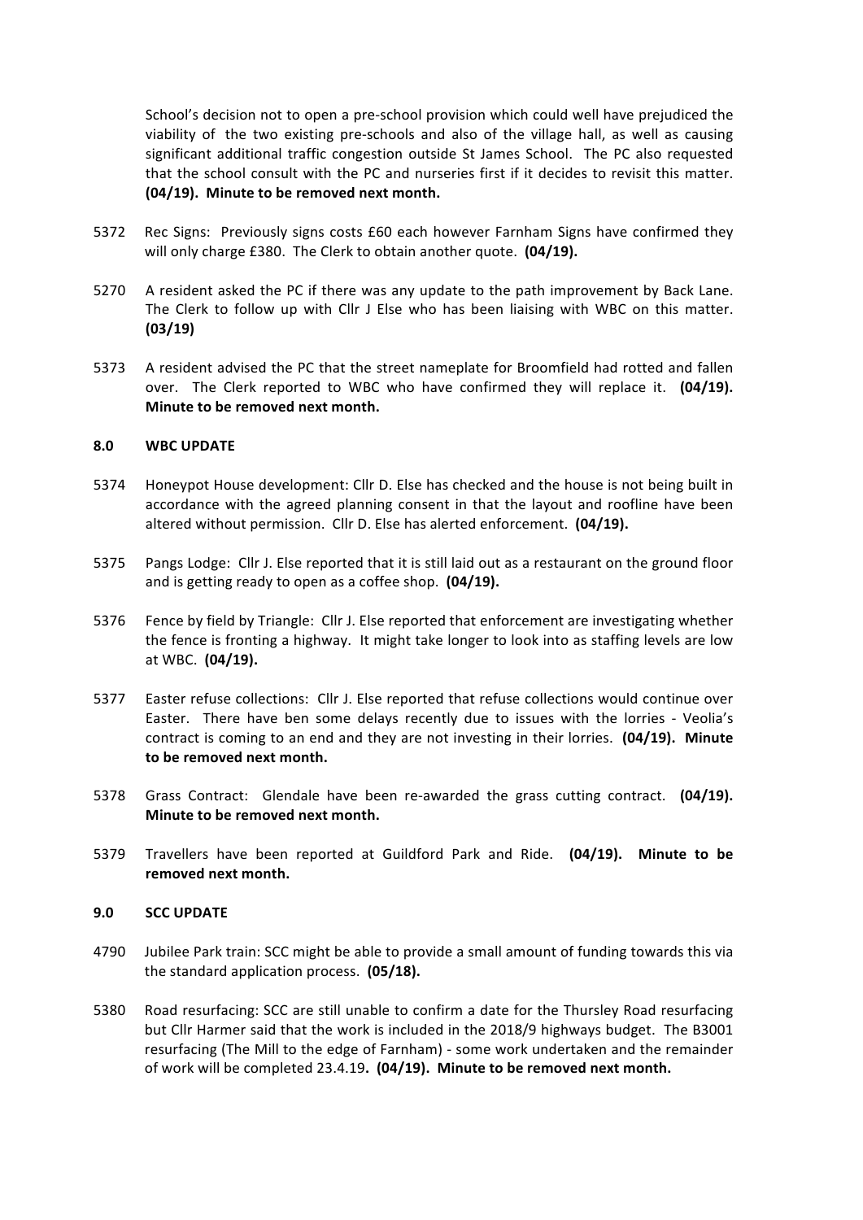School's decision not to open a pre-school provision which could well have prejudiced the viability of the two existing pre-schools and also of the village hall, as well as causing significant additional traffic congestion outside St James School. The PC also requested that the school consult with the PC and nurseries first if it decides to revisit this matter. **(04/19). Minute to be removed next month.**

5372 Rec Signs: Previously signs costs £60 each however Farnham Signs have confirmed they will only charge £380. The Clerk to obtain another quote. **(04/19).**

5270 A resident asked the PC if there was any update to the path improvement by Back Lane. The Clerk to follow up with Cllr J Else who has been liaising with WBC on this matter. **(03/19)**

5373 A resident advised the PC that the street nameplate for Broomfield had rotted and fallen over. The Clerk reported to WBC who have confirmed they will replace it. **(04/19). Minute to be removed next month.**

## 8.0 WBC UPDATE

5374 Honeypot House development: Cllr D. Else has checked and the house is not being built in accordance with the agreed planning consent in that the layout and roofline have been altered without permission. Cllr D. Else has alerted enforcement. **(04/19).**

5375 Pangs Lodge: Cllr J. Else reported that it is still laid out as a restaurant on the ground floor and is getting ready to open as a coffee shop. **(04/19).**

5376 Fence by field by Triangle: Cllr J. Else reported that enforcement are investigating whether the fence is fronting a highway. It might take longer to look into as staffing levels are low at WBC. **(04/19).**

5377 Easter refuse collections: Cllr J. Else reported that refuse collections would continue over Easter. There have ben some delays recently due to issues with the lorries - Veolia's contract is coming to an end and they are not investing in their lorries. **(04/19). Minute to be removed next month.**

5378 Grass Contract: Glendale have been re-awarded the grass cutting contract. **(04/19). Minute to be removed next month.**

5379 Travellers have been reported at Guildford Park and Ride. **(04/19). Minute to be removed next month.**

## 9.0 SCC UPDATE

4790 Jubilee Park train: SCC might be able to provide a small amount of funding towards this via the standard application process. **(05/18).**

5380 Road resurfacing: SCC are still unable to confirm a date for the Thursley Road resurfacing but Cllr Harmer said that the work is included in the 2018/9 highways budget. The B3001 resurfacing (The Mill to the edge of Farnham) - some work undertaken and the remainder of work will be completed 23.4.19**. (04/19). Minute to be removed next month.**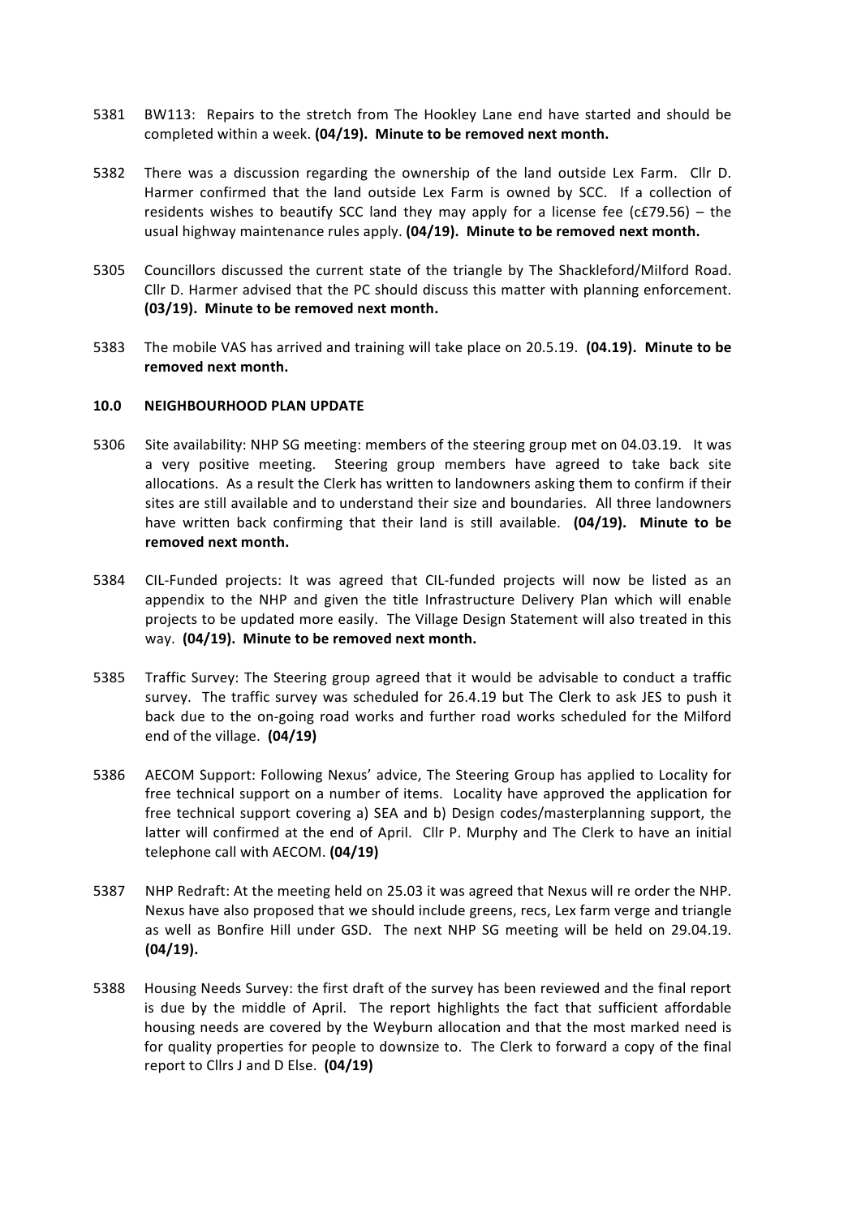5381 BW113: Repairs to the stretch from The Hookley Lane end have started and should be completed within a week. **(04/19). Minute to be removed next month.**

5382 There was a discussion regarding the ownership of the land outside Lex Farm. Cllr D. Harmer confirmed that the land outside Lex Farm is owned by SCC. If a collection of residents wishes to beautify SCC land they may apply for a license fee (c£79.56) – the usual highway maintenance rules apply. **(04/19). Minute to be removed next month.**

5305 Councillors discussed the current state of the triangle by The Shackleford/Milford Road. Cllr D. Harmer advised that the PC should discuss this matter with planning enforcement. **(03/19). Minute to be removed next month.**

5383 The mobile VAS has arrived and training will take place on 20.5.19. **(04.19). Minute to be removed next month.**

**10.0 NEIGHBOURHOOD PLAN UPDATE**

5306 Site availability: NHP SG meeting: members of the steering group met on 04.03.19. It was a very positive meeting. Steering group members have agreed to take back site allocations. As a result the Clerk has written to landowners asking them to confirm if their sites are still available and to understand their size and boundaries. All three landowners have written back confirming that their land is still available. **(04/19). Minute to be removed next month.**

5384 CIL-Funded projects: It was agreed that CIL-funded projects will now be listed as an appendix to the NHP and given the title Infrastructure Delivery Plan which will enable projects to be updated more easily. The Village Design Statement will also treated in this way. **(04/19). Minute to be removed next month.**

5385 Traffic Survey: The Steering group agreed that it would be advisable to conduct a traffic survey. The traffic survey was scheduled for 26.4.19 but The Clerk to ask JES to push it back due to the on-going road works and further road works scheduled for the Milford end of the village. **(04/19)**

5386 AECOM Support: Following Nexus' advice, The Steering Group has applied to Locality for free technical support on a number of items. Locality have approved the application for free technical support covering a) SEA and b) Design codes/masterplanning support, the latter will confirmed at the end of April. Cllr P. Murphy and The Clerk to have an initial telephone call with AECOM. **(04/19)**

5387 NHP Redraft: At the meeting held on 25.03 it was agreed that Nexus will re order the NHP. Nexus have also proposed that we should include greens, recs, Lex farm verge and triangle as well as Bonfire Hill under GSD. The next NHP SG meeting will be held on 29.04.19. **(04/19).**

5388 Housing Needs Survey: the first draft of the survey has been reviewed and the final report is due by the middle of April. The report highlights the fact that sufficient affordable housing needs are covered by the Weyburn allocation and that the most marked need is for quality properties for people to downsize to. The Clerk to forward a copy of the final report to Cllrs J and D Else. **(04/19)**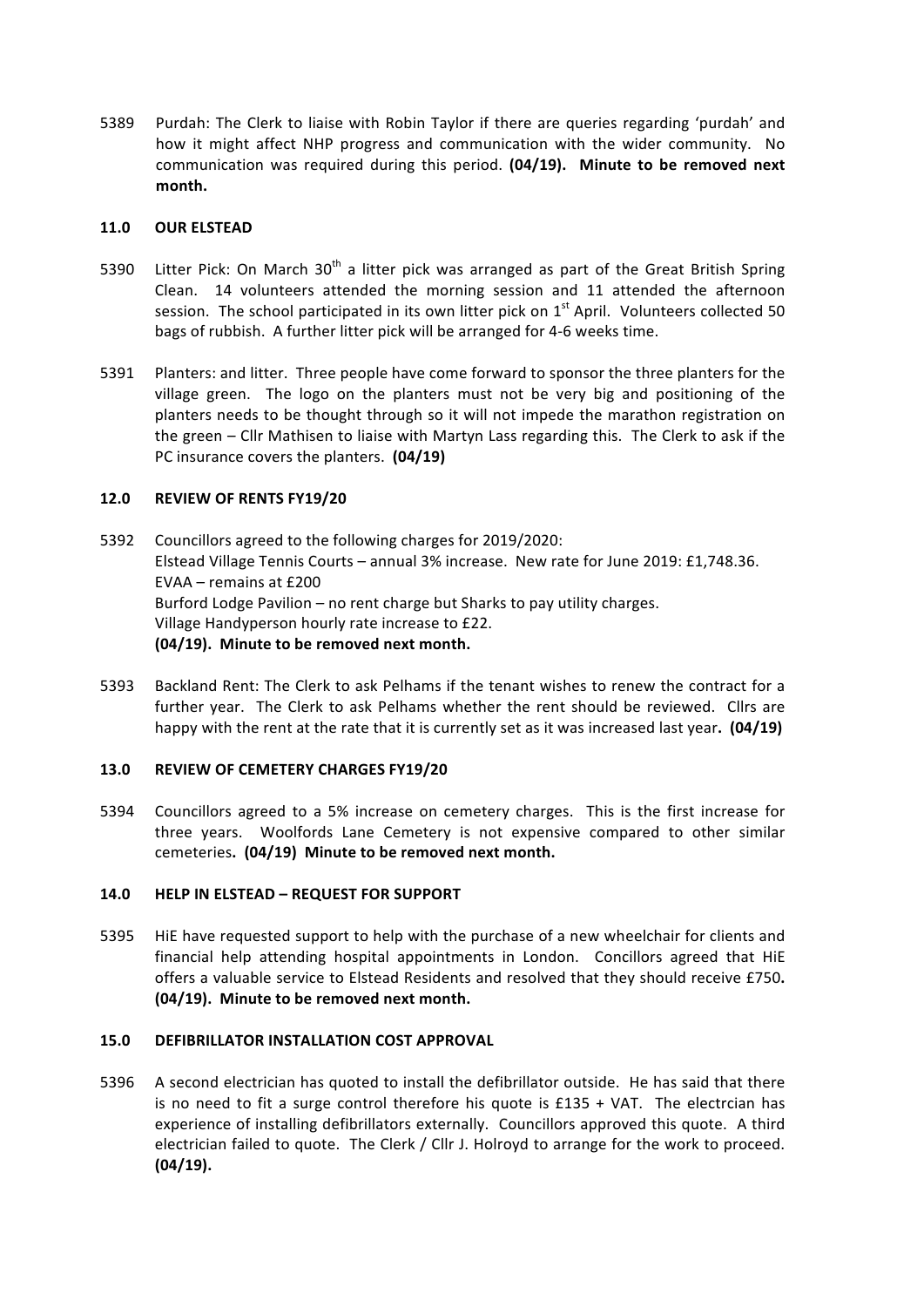5389 Purdah: The Clerk to liaise with Robin Taylor if there are queries regarding 'purdah' and how it might affect NHP progress and communication with the wider community. No communication was required during this period. **(04/19). Minute to be removed next month.**

## 11.0 OUR ELSTEAD

5390 Litter Pick: On March 30th a litter pick was arranged as part of the Great British Spring Clean. 14 volunteers attended the morning session and 11 attended the afternoon session. The school participated in its own litter pick on 1st April. Volunteers collected 50 bags of rubbish. A further litter pick will be arranged for 4-6 weeks time.

5391 Planters: and litter. Three people have come forward to sponsor the three planters for the village green. The logo on the planters must not be very big and positioning of the planters needs to be thought through so it will not impede the marathon registration on the green – Cllr Mathisen to liaise with Martyn Lass regarding this. The Clerk to ask if the PC insurance covers the planters. **(04/19)**

## 12.0 REVIEW OF RENTS FY19/20

5392 Councillors agreed to the following charges for 2019/2020:
Elstead Village Tennis Courts – annual 3% increase. New rate for June 2019: £1,748.36.
EVAA – remains at £200
Burford Lodge Pavilion – no rent charge but Sharks to pay utility charges.
Village Handyperson hourly rate increase to £22.
**(04/19). Minute to be removed next month.**

5393 Backland Rent: The Clerk to ask Pelhams if the tenant wishes to renew the contract for a further year. The Clerk to ask Pelhams whether the rent should be reviewed. Cllrs are happy with the rent at the rate that it is currently set as it was increased last year**. (04/19)**

## 13.0 REVIEW OF CEMETERY CHARGES FY19/20

5394 Councillors agreed to a 5% increase on cemetery charges. This is the first increase for three years. Woolfords Lane Cemetery is not expensive compared to other similar cemeteries**. (04/19) Minute to be removed next month.**

## 14.0 HELP IN ELSTEAD – REQUEST FOR SUPPORT

5395 HiE have requested support to help with the purchase of a new wheelchair for clients and financial help attending hospital appointments in London. Concillors agreed that HiE offers a valuable service to Elstead Residents and resolved that they should receive £750**. (04/19). Minute to be removed next month.**

## 15.0 DEFIBRILLATOR INSTALLATION COST APPROVAL

5396 A second electrician has quoted to install the defibrillator outside. He has said that there is no need to fit a surge control therefore his quote is £135 + VAT. The electrcian has experience of installing defibrillators externally. Councillors approved this quote. A third electrician failed to quote. The Clerk / Cllr J. Holroyd to arrange for the work to proceed. **(04/19).**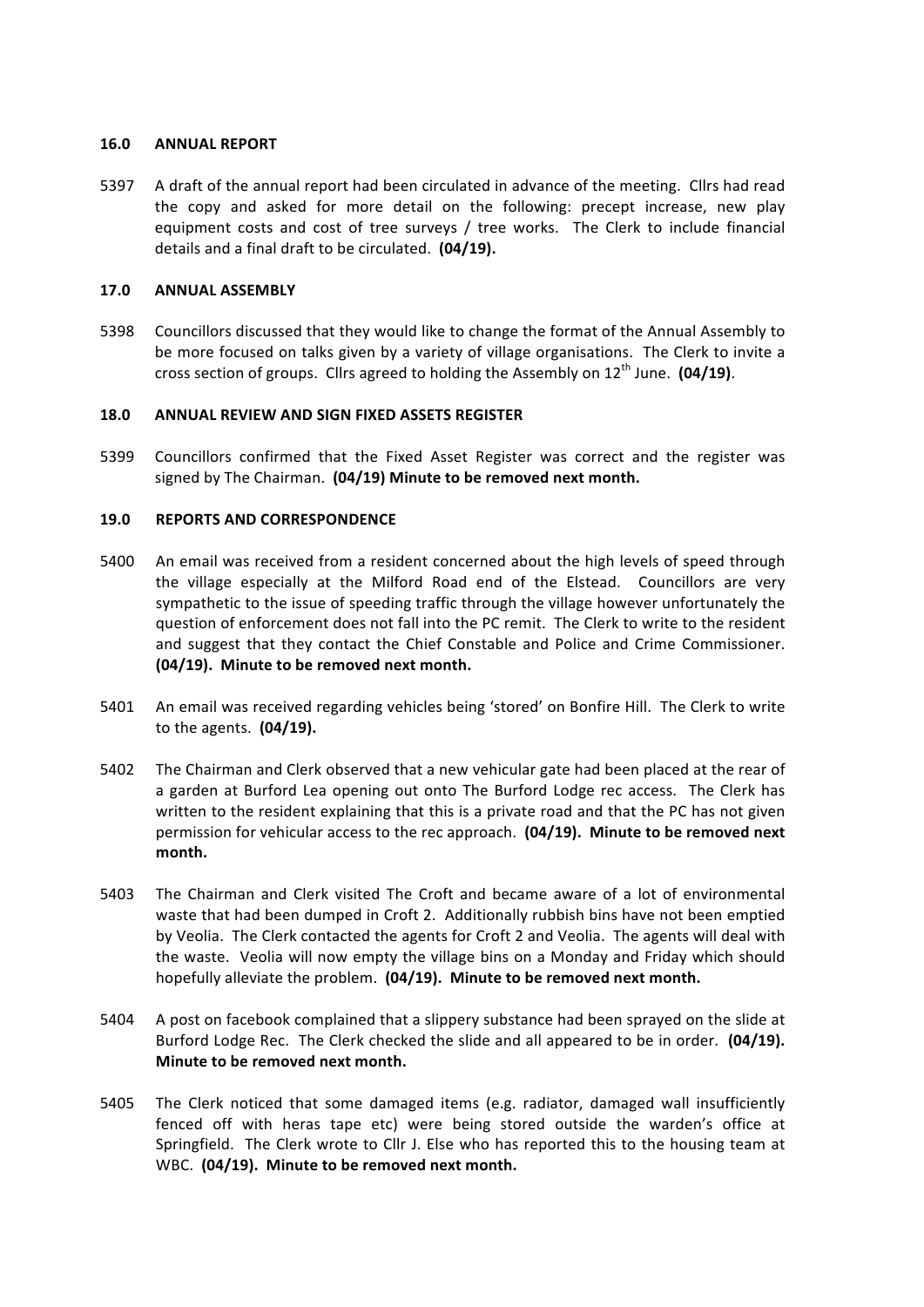## 16.0 ANNUAL REPORT

5397 A draft of the annual report had been circulated in advance of the meeting. Cllrs had read the copy and asked for more detail on the following: precept increase, new play equipment costs and cost of tree surveys / tree works. The Clerk to include financial details and a final draft to be circulated. **(04/19).**

## 17.0 ANNUAL ASSEMBLY

5398 Councillors discussed that they would like to change the format of the Annual Assembly to be more focused on talks given by a variety of village organisations. The Clerk to invite a cross section of groups. Cllrs agreed to holding the Assembly on 12th June. **(04/19)**.

## 18.0 ANNUAL REVIEW AND SIGN FIXED ASSETS REGISTER

5399 Councillors confirmed that the Fixed Asset Register was correct and the register was signed by The Chairman. **(04/19) Minute to be removed next month.**

## 19.0 REPORTS AND CORRESPONDENCE

5400 An email was received from a resident concerned about the high levels of speed through the village especially at the Milford Road end of the Elstead. Councillors are very sympathetic to the issue of speeding traffic through the village however unfortunately the question of enforcement does not fall into the PC remit. The Clerk to write to the resident and suggest that they contact the Chief Constable and Police and Crime Commissioner. **(04/19). Minute to be removed next month.**

5401 An email was received regarding vehicles being 'stored' on Bonfire Hill. The Clerk to write to the agents. **(04/19).**

5402 The Chairman and Clerk observed that a new vehicular gate had been placed at the rear of a garden at Burford Lea opening out onto The Burford Lodge rec access. The Clerk has written to the resident explaining that this is a private road and that the PC has not given permission for vehicular access to the rec approach. **(04/19). Minute to be removed next month.**

5403 The Chairman and Clerk visited The Croft and became aware of a lot of environmental waste that had been dumped in Croft 2. Additionally rubbish bins have not been emptied by Veolia. The Clerk contacted the agents for Croft 2 and Veolia. The agents will deal with the waste. Veolia will now empty the village bins on a Monday and Friday which should hopefully alleviate the problem. **(04/19). Minute to be removed next month.**

5404 A post on facebook complained that a slippery substance had been sprayed on the slide at Burford Lodge Rec. The Clerk checked the slide and all appeared to be in order. **(04/19). Minute to be removed next month.**

5405 The Clerk noticed that some damaged items (e.g. radiator, damaged wall insufficiently fenced off with heras tape etc) were being stored outside the warden's office at Springfield. The Clerk wrote to Cllr J. Else who has reported this to the housing team at WBC. **(04/19). Minute to be removed next month.**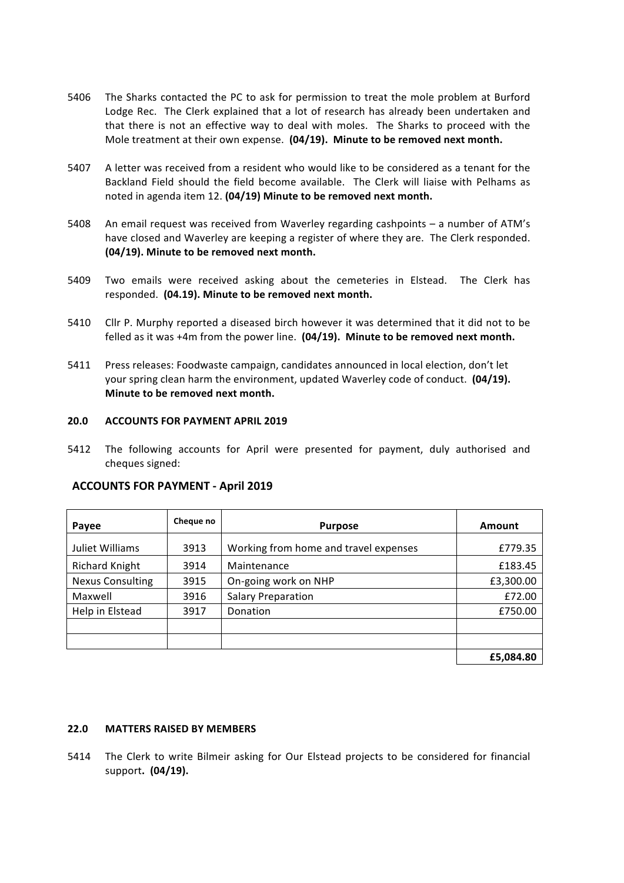5406 The Sharks contacted the PC to ask for permission to treat the mole problem at Burford Lodge Rec. The Clerk explained that a lot of research has already been undertaken and that there is not an effective way to deal with moles. The Sharks to proceed with the Mole treatment at their own expense. **(04/19). Minute to be removed next month.**

5407 A letter was received from a resident who would like to be considered as a tenant for the Backland Field should the field become available. The Clerk will liaise with Pelhams as noted in agenda item 12. **(04/19) Minute to be removed next month.**

5408 An email request was received from Waverley regarding cashpoints – a number of ATM's have closed and Waverley are keeping a register of where they are. The Clerk responded. **(04/19). Minute to be removed next month.**

5409 Two emails were received asking about the cemeteries in Elstead. The Clerk has responded. **(04.19). Minute to be removed next month.**

5410 Cllr P. Murphy reported a diseased birch however it was determined that it did not to be felled as it was +4m from the power line. **(04/19). Minute to be removed next month.**

5411 Press releases: Foodwaste campaign, candidates announced in local election, don't let your spring clean harm the environment, updated Waverley code of conduct. **(04/19). Minute to be removed next month.**

### 20.0 ACCOUNTS FOR PAYMENT APRIL 2019

5412 The following accounts for April were presented for payment, duly authorised and cheques signed:

**ACCOUNTS FOR PAYMENT - April 2019**

| Payee | Cheque no | Purpose | Amount |
|---|---|---|---|
| Juliet Williams | 3913 | Working from home and travel expenses | £779.35 |
| Richard Knight | 3914 | Maintenance | £183.45 |
| Nexus Consulting | 3915 | On-going work on NHP | £3,300.00 |
| Maxwell | 3916 | Salary Preparation | £72.00 |
| Help in Elstead | 3917 | Donation | £750.00 |
| | | | |
| | | | |
| | | | **£5,084.80** |

### 22.0 MATTERS RAISED BY MEMBERS

5414 The Clerk to write Bilmeir asking for Our Elstead projects to be considered for financial support**. (04/19).**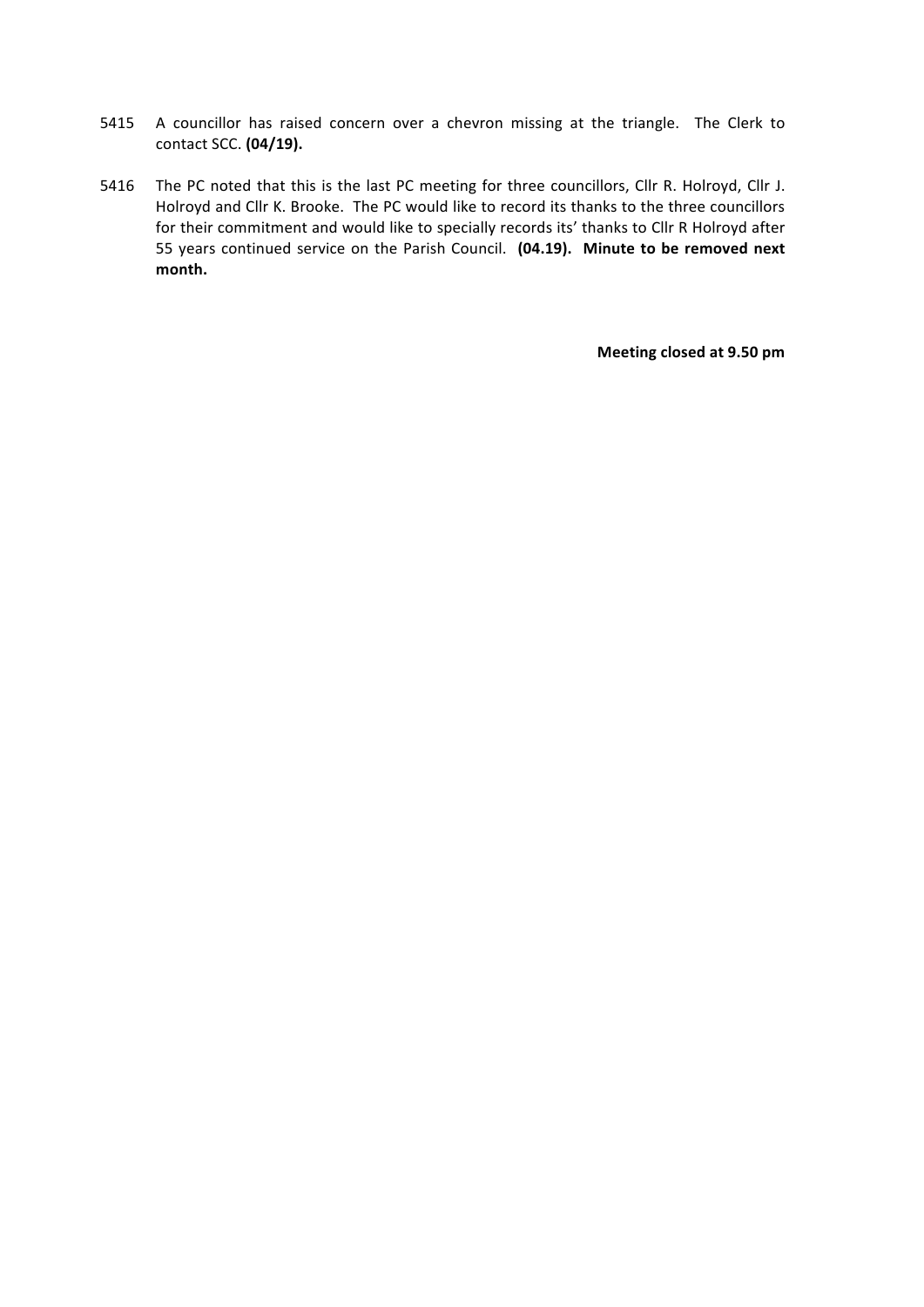5415 A councillor has raised concern over a chevron missing at the triangle. The Clerk to contact SCC. **(04/19).**

5416 The PC noted that this is the last PC meeting for three councillors, Cllr R. Holroyd, Cllr J. Holroyd and Cllr K. Brooke. The PC would like to record its thanks to the three councillors for their commitment and would like to specially records its' thanks to Cllr R Holroyd after 55 years continued service on the Parish Council. **(04.19). Minute to be removed next month.**

**Meeting closed at 9.50 pm**